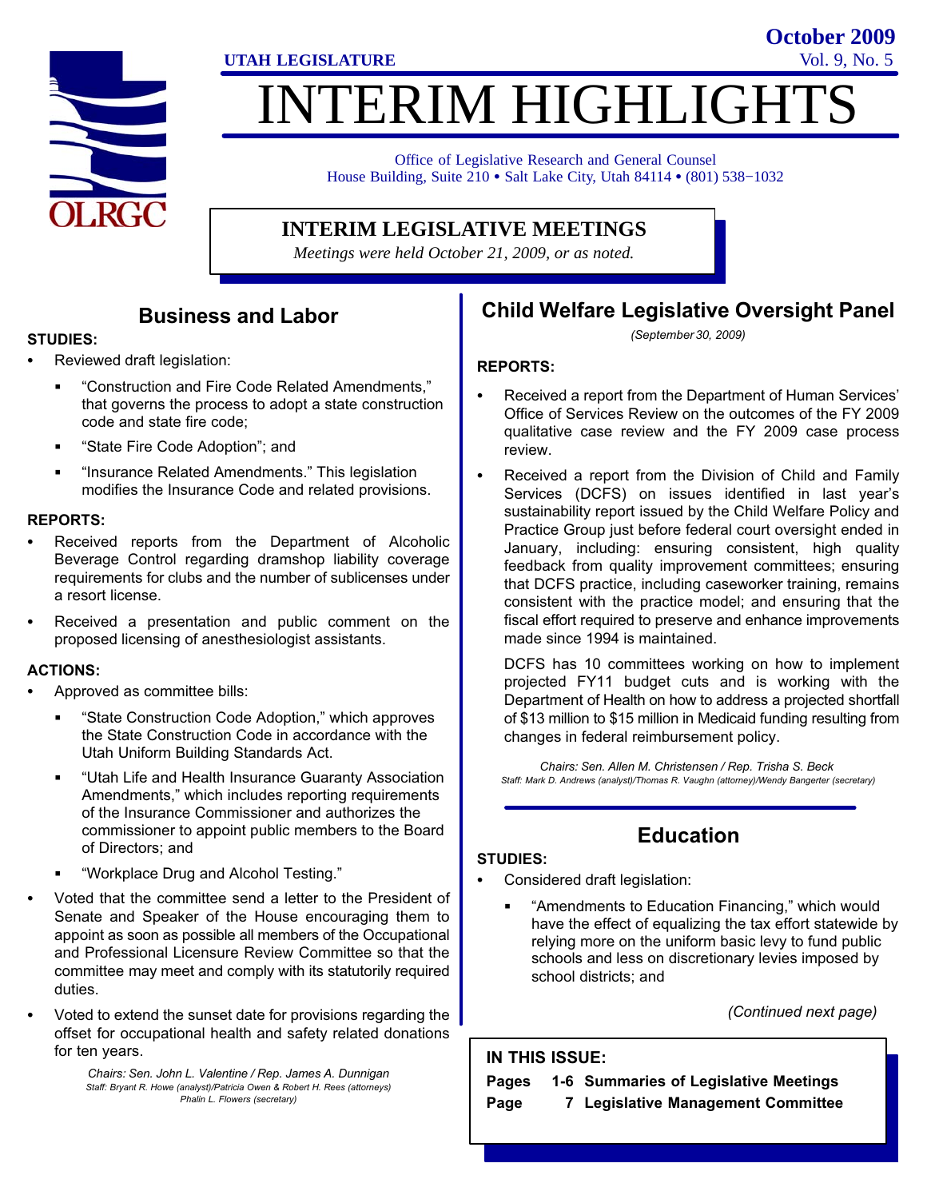UTAH LEGISLATURE

**October 2009**
Vol. 9, No. 5

# INTERIM HIGHLIGHTS

Office of Legislative Research and General Counsel
House Building, Suite 210 • Salt Lake City, Utah 84114 • (801) 538−1032

## INTERIM LEGISLATIVE MEETINGS

*Meetings were held October 21, 2009, or as noted.*

## Business and Labor

**STUDIES:**

- Reviewed draft legislation:
  - "Construction and Fire Code Related Amendments," that governs the process to adopt a state construction code and state fire code;
  - "State Fire Code Adoption"; and
  - "Insurance Related Amendments." This legislation modifies the Insurance Code and related provisions.

**REPORTS:**

- Received reports from the Department of Alcoholic Beverage Control regarding dramshop liability coverage requirements for clubs and the number of sublicenses under a resort license.
- Received a presentation and public comment on the proposed licensing of anesthesiologist assistants.

**ACTIONS:**

- Approved as committee bills:
  - "State Construction Code Adoption," which approves the State Construction Code in accordance with the Utah Uniform Building Standards Act.
  - "Utah Life and Health Insurance Guaranty Association Amendments," which includes reporting requirements of the Insurance Commissioner and authorizes the commissioner to appoint public members to the Board of Directors; and
  - "Workplace Drug and Alcohol Testing."
- Voted that the committee send a letter to the President of Senate and Speaker of the House encouraging them to appoint as soon as possible all members of the Occupational and Professional Licensure Review Committee so that the committee may meet and comply with its statutorily required duties.
- Voted to extend the sunset date for provisions regarding the offset for occupational health and safety related donations for ten years.

*Chairs: Sen. John L. Valentine / Rep. James A. Dunnigan*
*Staff: Bryant R. Howe (analyst)/Patricia Owen & Robert H. Rees (attorneys) Phalin L. Flowers (secretary)*

## Child Welfare Legislative Oversight Panel

*(September 30, 2009)*

**REPORTS:**

- Received a report from the Department of Human Services' Office of Services Review on the outcomes of the FY 2009 qualitative case review and the FY 2009 case process review.
- Received a report from the Division of Child and Family Services (DCFS) on issues identified in last year's sustainability report issued by the Child Welfare Policy and Practice Group just before federal court oversight ended in January, including: ensuring consistent, high quality feedback from quality improvement committees; ensuring that DCFS practice, including caseworker training, remains consistent with the practice model; and ensuring that the fiscal effort required to preserve and enhance improvements made since 1994 is maintained.

  DCFS has 10 committees working on how to implement projected FY11 budget cuts and is working with the Department of Health on how to address a projected shortfall of $13 million to $15 million in Medicaid funding resulting from changes in federal reimbursement policy.

*Chairs: Sen. Allen M. Christensen / Rep. Trisha S. Beck*
*Staff: Mark D. Andrews (analyst)/Thomas R. Vaughn (attorney)/Wendy Bangerter (secretary)*

## Education

**STUDIES:**

- Considered draft legislation:
  - "Amendments to Education Financing," which would have the effect of equalizing the tax effort statewide by relying more on the uniform basic levy to fund public schools and less on discretionary levies imposed by school districts; and

*(Continued next page)*

**IN THIS ISSUE:**

**Pages 1-6 Summaries of Legislative Meetings**
**Page 7 Legislative Management Committee**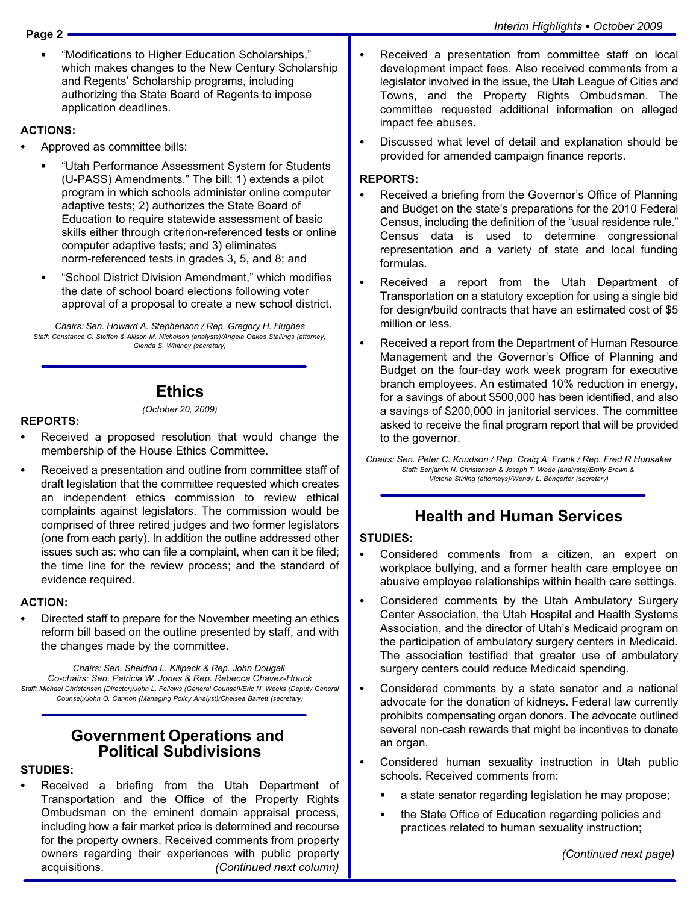- "Modifications to Higher Education Scholarships," which makes changes to the New Century Scholarship and Regents' Scholarship programs, including authorizing the State Board of Regents to impose application deadlines.

**ACTIONS:**

- Approved as committee bills:
  - "Utah Performance Assessment System for Students (U-PASS) Amendments." The bill: 1) extends a pilot program in which schools administer online computer adaptive tests; 2) authorizes the State Board of Education to require statewide assessment of basic skills either through criterion-referenced tests or online computer adaptive tests; and 3) eliminates norm-referenced tests in grades 3, 5, and 8; and
  - "School District Division Amendment," which modifies the date of school board elections following voter approval of a proposal to create a new school district.

*Chairs: Sen. Howard A. Stephenson / Rep. Gregory H. Hughes*
*Staff: Constance C. Steffen & Allison M. Nicholson (analysts)/Angela Oakes Stallings (attorney) Glenda S. Whitney (secretary)*

## Ethics

*(October 20, 2009)*

**REPORTS:**

- Received a proposed resolution that would change the membership of the House Ethics Committee.
- Received a presentation and outline from committee staff of draft legislation that the committee requested which creates an independent ethics commission to review ethical complaints against legislators. The commission would be comprised of three retired judges and two former legislators (one from each party). In addition the outline addressed other issues such as: who can file a complaint, when can it be filed; the time line for the review process; and the standard of evidence required.

**ACTION:**

- Directed staff to prepare for the November meeting an ethics reform bill based on the outline presented by staff, and with the changes made by the committee.

*Chairs: Sen. Sheldon L. Killpack & Rep. John Dougall*
*Co-chairs: Sen. Patricia W. Jones & Rep. Rebecca Chavez-Houck*
*Staff: Michael Christensen (Director)/John L. Fellows (General Counsel)/Eric N. Weeks (Deputy General Counsel)/John Q. Cannon (Managing Policy Analyst)/Chelsea Barrett (secretary)*

## Government Operations and Political Subdivisions

**STUDIES:**

- Received a briefing from the Utah Department of Transportation and the Office of the Property Rights Ombudsman on the eminent domain appraisal process, including how a fair market price is determined and recourse for the property owners. Received comments from property owners regarding their experiences with public property acquisitions.
- Received a presentation from committee staff on local development impact fees. Also received comments from a legislator involved in the issue, the Utah League of Cities and Towns, and the Property Rights Ombudsman. The committee requested additional information on alleged impact fee abuses.
- Discussed what level of detail and explanation should be provided for amended campaign finance reports.

**REPORTS:**

- Received a briefing from the Governor's Office of Planning and Budget on the state's preparations for the 2010 Federal Census, including the definition of the "usual residence rule." Census data is used to determine congressional representation and a variety of state and local funding formulas.
- Received a report from the Utah Department of Transportation on a statutory exception for using a single bid for design/build contracts that have an estimated cost of $5 million or less.
- Received a report from the Department of Human Resource Management and the Governor's Office of Planning and Budget on the four-day work week program for executive branch employees. An estimated 10% reduction in energy, for a savings of about $500,000 has been identified, and also a savings of $200,000 in janitorial services. The committee asked to receive the final program report that will be provided to the governor.

*Chairs: Sen. Peter C. Knudson / Rep. Craig A. Frank / Rep. Fred R Hunsaker*
*Staff: Benjamin N. Christensen & Joseph T. Wade (analysts)/Emily Brown & Victoria Stirling (attorneys)/Wendy L. Bangerter (secretary)*

## Health and Human Services

**STUDIES:**

- Considered comments from a citizen, an expert on workplace bullying, and a former health care employee on abusive employee relationships within health care settings.
- Considered comments by the Utah Ambulatory Surgery Center Association, the Utah Hospital and Health Systems Association, and the director of Utah's Medicaid program on the participation of ambulatory surgery centers in Medicaid. The association testified that greater use of ambulatory surgery centers could reduce Medicaid spending.
- Considered comments by a state senator and a national advocate for the donation of kidneys. Federal law currently prohibits compensating organ donors. The advocate outlined several non-cash rewards that might be incentives to donate an organ.
- Considered human sexuality instruction in Utah public schools. Received comments from:
  - a state senator regarding legislation he may propose;
  - the State Office of Education regarding policies and practices related to human sexuality instruction;

*(Continued next page)*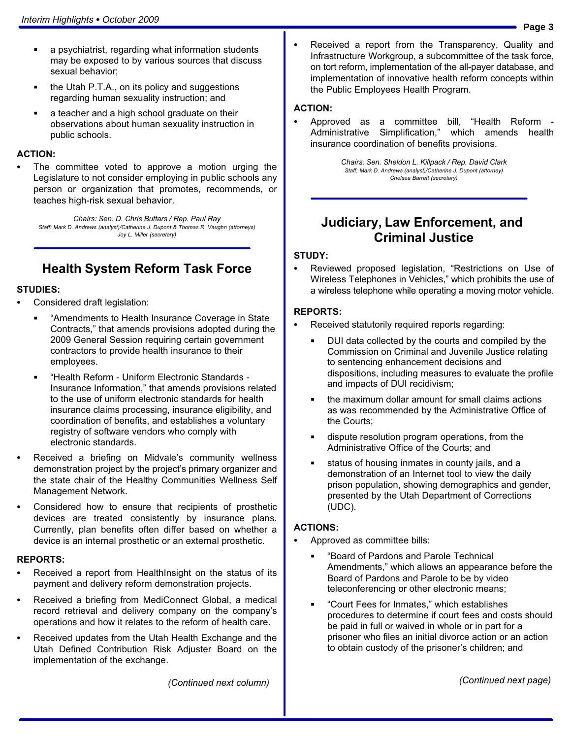- a psychiatrist, regarding what information students may be exposed to by various sources that discuss sexual behavior;
- the Utah P.T.A., on its policy and suggestions regarding human sexuality instruction; and
- a teacher and a high school graduate on their observations about human sexuality instruction in public schools.

**ACTION:**

- The committee voted to approve a motion urging the Legislature to not consider employing in public schools any person or organization that promotes, recommends, or teaches high-risk sexual behavior.

*Chairs: Sen. D. Chris Buttars / Rep. Paul Ray*
*Staff: Mark D. Andrews (analyst)/Catherine J. Dupont & Thomas R. Vaughn (attorneys)*
*Joy L. Miller (secretary)*

## Health System Reform Task Force

**STUDIES:**

- Considered draft legislation:
  - "Amendments to Health Insurance Coverage in State Contracts," that amends provisions adopted during the 2009 General Session requiring certain government contractors to provide health insurance to their employees.
  - "Health Reform - Uniform Electronic Standards - Insurance Information," that amends provisions related to the use of uniform electronic standards for health insurance claims processing, insurance eligibility, and coordination of benefits, and establishes a voluntary registry of software vendors who comply with electronic standards.
- Received a briefing on Midvale's community wellness demonstration project by the project's primary organizer and the state chair of the Healthy Communities Wellness Self Management Network.
- Considered how to ensure that recipients of prosthetic devices are treated consistently by insurance plans. Currently, plan benefits often differ based on whether a device is an internal prosthetic or an external prosthetic.

**REPORTS:**

- Received a report from HealthInsight on the status of its payment and delivery reform demonstration projects.
- Received a briefing from MediConnect Global, a medical record retrieval and delivery company on the company's operations and how it relates to the reform of health care.
- Received updates from the Utah Health Exchange and the Utah Defined Contribution Risk Adjuster Board on the implementation of the exchange.
- Received a report from the Transparency, Quality and Infrastructure Workgroup, a subcommittee of the task force, on tort reform, implementation of the all-payer database, and implementation of innovative health reform concepts within the Public Employees Health Program.

**ACTION:**

- Approved as a committee bill, "Health Reform - Administrative Simplification," which amends health insurance coordination of benefits provisions.

*Chairs: Sen. Sheldon L. Killpack / Rep. David Clark*
*Staff: Mark D. Andrews (analyst)/Catherine J. Dupont (attorney)*
*Chelsea Barrett (secretary)*

## Judiciary, Law Enforcement, and Criminal Justice

**STUDY:**

- Reviewed proposed legislation, "Restrictions on Use of Wireless Telephones in Vehicles," which prohibits the use of a wireless telephone while operating a moving motor vehicle.

**REPORTS:**

- Received statutorily required reports regarding:
  - DUI data collected by the courts and compiled by the Commission on Criminal and Juvenile Justice relating to sentencing enhancement decisions and dispositions, including measures to evaluate the profile and impacts of DUI recidivism;
  - the maximum dollar amount for small claims actions as was recommended by the Administrative Office of the Courts;
  - dispute resolution program operations, from the Administrative Office of the Courts; and
  - status of housing inmates in county jails, and a demonstration of an Internet tool to view the daily prison population, showing demographics and gender, presented by the Utah Department of Corrections (UDC).

**ACTIONS:**

- Approved as committee bills:
  - "Board of Pardons and Parole Technical Amendments," which allows an appearance before the Board of Pardons and Parole to be by video teleconferencing or other electronic means;
  - "Court Fees for Inmates," which establishes procedures to determine if court fees and costs should be paid in full or waived in whole or in part for a prisoner who files an initial divorce action or an action to obtain custody of the prisoner's children; and

*(Continued next page)*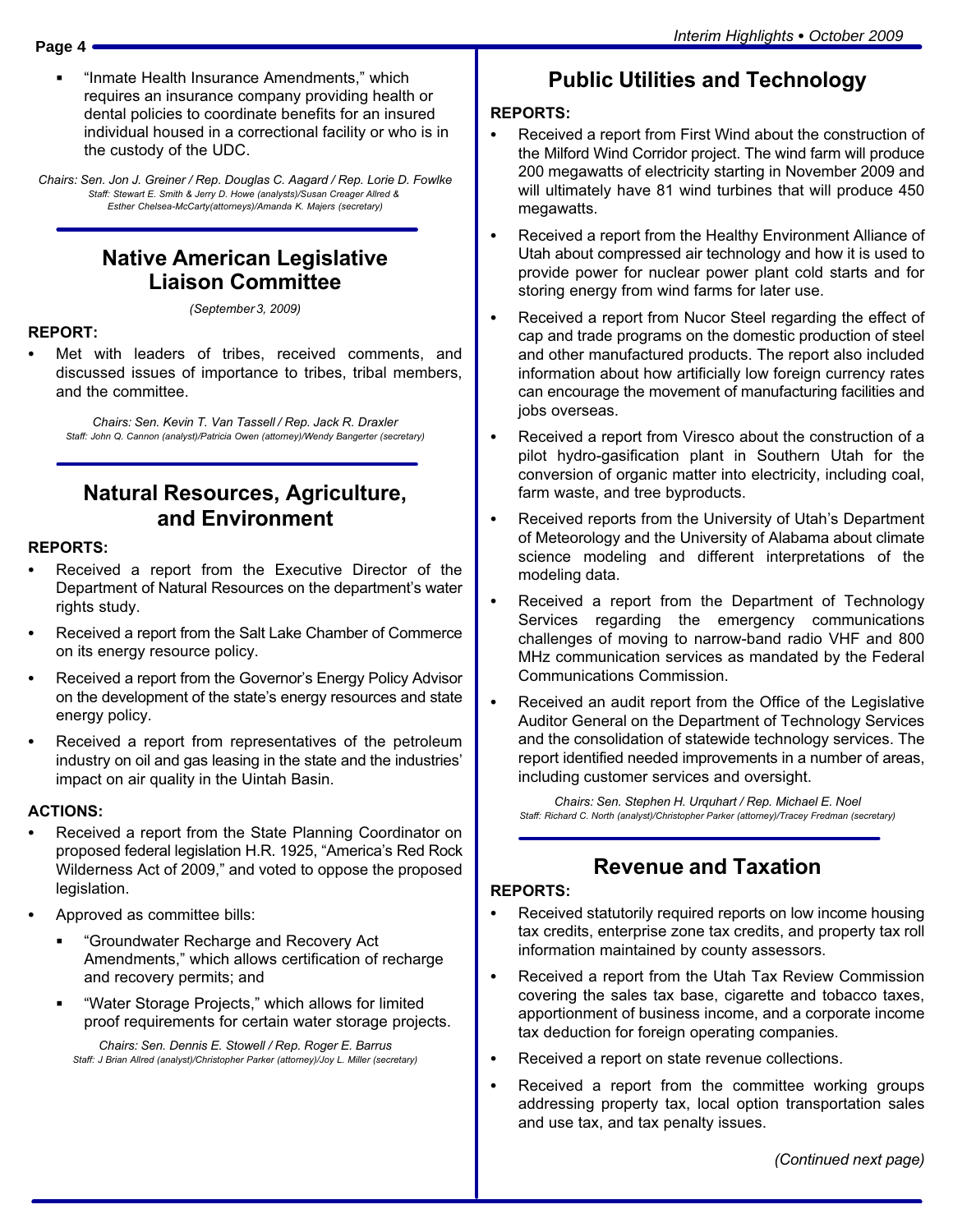- "Inmate Health Insurance Amendments," which requires an insurance company providing health or dental policies to coordinate benefits for an insured individual housed in a correctional facility or who is in the custody of the UDC.

*Chairs: Sen. Jon J. Greiner / Rep. Douglas C. Aagard / Rep. Lorie D. Fowlke*
*Staff: Stewart E. Smith & Jerry D. Howe (analysts)/Susan Creager Allred & Esther Chelsea-McCarty(attorneys)/Amanda K. Majers (secretary)*

## Native American Legislative Liaison Committee

*(September 3, 2009)*

**REPORT:**

- Met with leaders of tribes, received comments, and discussed issues of importance to tribes, tribal members, and the committee.

*Chairs: Sen. Kevin T. Van Tassell / Rep. Jack R. Draxler*
*Staff: John Q. Cannon (analyst)/Patricia Owen (attorney)/Wendy Bangerter (secretary)*

## Natural Resources, Agriculture, and Environment

**REPORTS:**

- Received a report from the Executive Director of the Department of Natural Resources on the department's water rights study.
- Received a report from the Salt Lake Chamber of Commerce on its energy resource policy.
- Received a report from the Governor's Energy Policy Advisor on the development of the state's energy resources and state energy policy.
- Received a report from representatives of the petroleum industry on oil and gas leasing in the state and the industries' impact on air quality in the Uintah Basin.

**ACTIONS:**

- Received a report from the State Planning Coordinator on proposed federal legislation H.R. 1925, "America's Red Rock Wilderness Act of 2009," and voted to oppose the proposed legislation.
- Approved as committee bills:
  - "Groundwater Recharge and Recovery Act Amendments," which allows certification of recharge and recovery permits; and
  - "Water Storage Projects," which allows for limited proof requirements for certain water storage projects.

*Chairs: Sen. Dennis E. Stowell / Rep. Roger E. Barrus*
*Staff: J Brian Allred (analyst)/Christopher Parker (attorney)/Joy L. Miller (secretary)*

## Public Utilities and Technology

**REPORTS:**

- Received a report from First Wind about the construction of the Milford Wind Corridor project. The wind farm will produce 200 megawatts of electricity starting in November 2009 and will ultimately have 81 wind turbines that will produce 450 megawatts.
- Received a report from the Healthy Environment Alliance of Utah about compressed air technology and how it is used to provide power for nuclear power plant cold starts and for storing energy from wind farms for later use.
- Received a report from Nucor Steel regarding the effect of cap and trade programs on the domestic production of steel and other manufactured products. The report also included information about how artificially low foreign currency rates can encourage the movement of manufacturing facilities and jobs overseas.
- Received a report from Viresco about the construction of a pilot hydro-gasification plant in Southern Utah for the conversion of organic matter into electricity, including coal, farm waste, and tree byproducts.
- Received reports from the University of Utah's Department of Meteorology and the University of Alabama about climate science modeling and different interpretations of the modeling data.
- Received a report from the Department of Technology Services regarding the emergency communications challenges of moving to narrow-band radio VHF and 800 MHz communication services as mandated by the Federal Communications Commission.
- Received an audit report from the Office of the Legislative Auditor General on the Department of Technology Services and the consolidation of statewide technology services. The report identified needed improvements in a number of areas, including customer services and oversight.

*Chairs: Sen. Stephen H. Urquhart / Rep. Michael E. Noel*
*Staff: Richard C. North (analyst)/Christopher Parker (attorney)/Tracey Fredman (secretary)*

## Revenue and Taxation

**REPORTS:**

- Received statutorily required reports on low income housing tax credits, enterprise zone tax credits, and property tax roll information maintained by county assessors.
- Received a report from the Utah Tax Review Commission covering the sales tax base, cigarette and tobacco taxes, apportionment of business income, and a corporate income tax deduction for foreign operating companies.
- Received a report on state revenue collections.
- Received a report from the committee working groups addressing property tax, local option transportation sales and use tax, and tax penalty issues.

*(Continued next page)*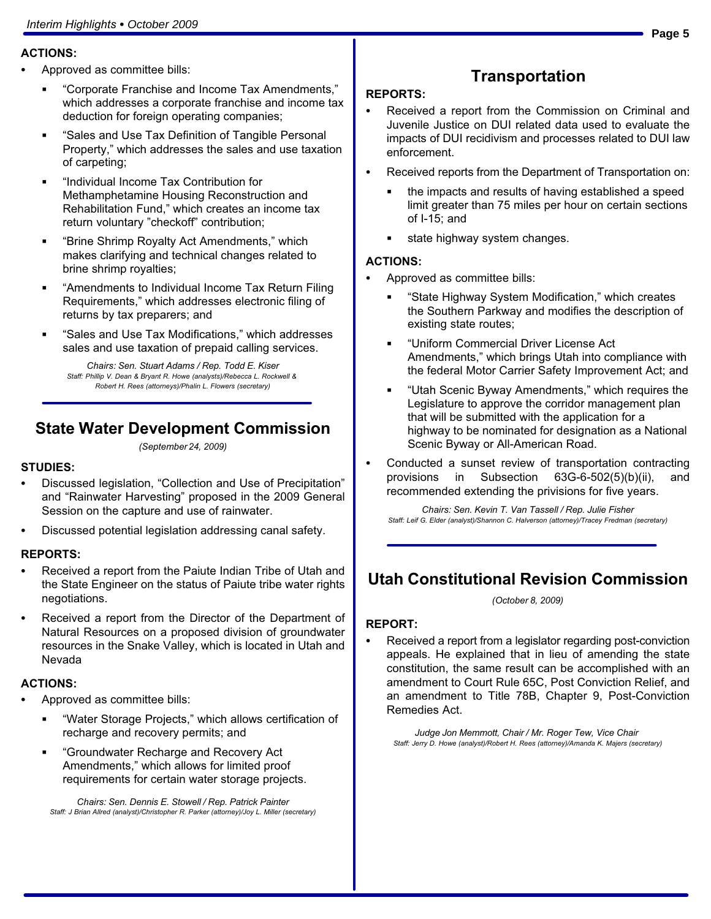**ACTIONS:**

- Approved as committee bills:
  - "Corporate Franchise and Income Tax Amendments," which addresses a corporate franchise and income tax deduction for foreign operating companies;
  - "Sales and Use Tax Definition of Tangible Personal Property," which addresses the sales and use taxation of carpeting;
  - "Individual Income Tax Contribution for Methamphetamine Housing Reconstruction and Rehabilitation Fund," which creates an income tax return voluntary "checkoff" contribution;
  - "Brine Shrimp Royalty Act Amendments," which makes clarifying and technical changes related to brine shrimp royalties;
  - "Amendments to Individual Income Tax Return Filing Requirements," which addresses electronic filing of returns by tax preparers; and
  - "Sales and Use Tax Modifications," which addresses sales and use taxation of prepaid calling services.

*Chairs: Sen. Stuart Adams / Rep. Todd E. Kiser*
*Staff: Phillip V. Dean & Bryant R. Howe (analysts)/Rebecca L. Rockwell & Robert H. Rees (attorneys)/Phalin L. Flowers (secretary)*

## State Water Development Commission

*(September 24, 2009)*

**STUDIES:**

- Discussed legislation, "Collection and Use of Precipitation" and "Rainwater Harvesting" proposed in the 2009 General Session on the capture and use of rainwater.
- Discussed potential legislation addressing canal safety.

**REPORTS:**

- Received a report from the Paiute Indian Tribe of Utah and the State Engineer on the status of Paiute tribe water rights negotiations.
- Received a report from the Director of the Department of Natural Resources on a proposed division of groundwater resources in the Snake Valley, which is located in Utah and Nevada

**ACTIONS:**

- Approved as committee bills:
  - "Water Storage Projects," which allows certification of recharge and recovery permits; and
  - "Groundwater Recharge and Recovery Act Amendments," which allows for limited proof requirements for certain water storage projects.

*Chairs: Sen. Dennis E. Stowell / Rep. Patrick Painter*
*Staff: J Brian Allred (analyst)/Christopher R. Parker (attorney)/Joy L. Miller (secretary)*

## Transportation

**REPORTS:**

- Received a report from the Commission on Criminal and Juvenile Justice on DUI related data used to evaluate the impacts of DUI recidivism and processes related to DUI law enforcement.
- Received reports from the Department of Transportation on:
  - the impacts and results of having established a speed limit greater than 75 miles per hour on certain sections of I-15; and
  - state highway system changes.

**ACTIONS:**

- Approved as committee bills:
  - "State Highway System Modification," which creates the Southern Parkway and modifies the description of existing state routes;
  - "Uniform Commercial Driver License Act Amendments," which brings Utah into compliance with the federal Motor Carrier Safety Improvement Act; and
  - "Utah Scenic Byway Amendments," which requires the Legislature to approve the corridor management plan that will be submitted with the application for a highway to be nominated for designation as a National Scenic Byway or All-American Road.
- Conducted a sunset review of transportation contracting provisions in Subsection 63G-6-502(5)(b)(ii), and recommended extending the privisions for five years.

*Chairs: Sen. Kevin T. Van Tassell / Rep. Julie Fisher*
*Staff: Leif G. Elder (analyst)/Shannon C. Halverson (attorney)/Tracey Fredman (secretary)*

## Utah Constitutional Revision Commission

*(October 8, 2009)*

**REPORT:**

- Received a report from a legislator regarding post-conviction appeals. He explained that in lieu of amending the state constitution, the same result can be accomplished with an amendment to Court Rule 65C, Post Conviction Relief, and an amendment to Title 78B, Chapter 9, Post-Conviction Remedies Act.

*Judge Jon Memmott, Chair / Mr. Roger Tew, Vice Chair*
*Staff: Jerry D. Howe (analyst)/Robert H. Rees (attorney)/Amanda K. Majers (secretary)*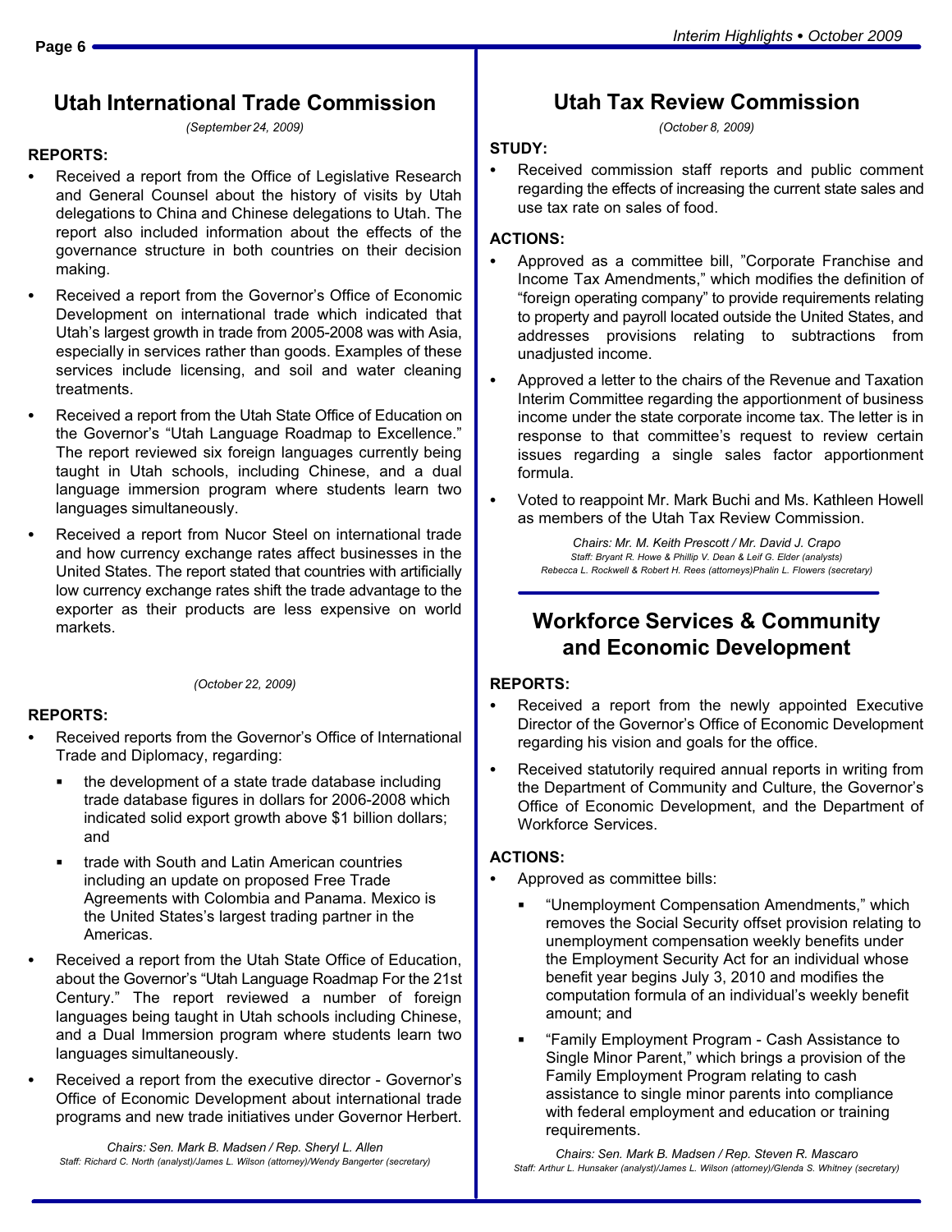## Utah International Trade Commission

*(September 24, 2009)*

**REPORTS:**

- Received a report from the Office of Legislative Research and General Counsel about the history of visits by Utah delegations to China and Chinese delegations to Utah. The report also included information about the effects of the governance structure in both countries on their decision making.
- Received a report from the Governor's Office of Economic Development on international trade which indicated that Utah's largest growth in trade from 2005-2008 was with Asia, especially in services rather than goods. Examples of these services include licensing, and soil and water cleaning treatments.
- Received a report from the Utah State Office of Education on the Governor's "Utah Language Roadmap to Excellence." The report reviewed six foreign languages currently being taught in Utah schools, including Chinese, and a dual language immersion program where students learn two languages simultaneously.
- Received a report from Nucor Steel on international trade and how currency exchange rates affect businesses in the United States. The report stated that countries with artificially low currency exchange rates shift the trade advantage to the exporter as their products are less expensive on world markets.

*(October 22, 2009)*

**REPORTS:**

- Received reports from the Governor's Office of International Trade and Diplomacy, regarding:
  - the development of a state trade database including trade database figures in dollars for 2006-2008 which indicated solid export growth above $1 billion dollars; and
  - trade with South and Latin American countries including an update on proposed Free Trade Agreements with Colombia and Panama. Mexico is the United States's largest trading partner in the Americas.
- Received a report from the Utah State Office of Education, about the Governor's "Utah Language Roadmap For the 21st Century." The report reviewed a number of foreign languages being taught in Utah schools including Chinese, and a Dual Immersion program where students learn two languages simultaneously.
- Received a report from the executive director - Governor's Office of Economic Development about international trade programs and new trade initiatives under Governor Herbert.

*Chairs: Sen. Mark B. Madsen / Rep. Sheryl L. Allen*
*Staff: Richard C. North (analyst)/James L. Wilson (attorney)/Wendy Bangerter (secretary)*

## Utah Tax Review Commission

*(October 8, 2009)*

**STUDY:**

- Received commission staff reports and public comment regarding the effects of increasing the current state sales and use tax rate on sales of food.

**ACTIONS:**

- Approved as a committee bill, "Corporate Franchise and Income Tax Amendments," which modifies the definition of "foreign operating company" to provide requirements relating to property and payroll located outside the United States, and addresses provisions relating to subtractions from unadjusted income.
- Approved a letter to the chairs of the Revenue and Taxation Interim Committee regarding the apportionment of business income under the state corporate income tax. The letter is in response to that committee's request to review certain issues regarding a single sales factor apportionment formula.
- Voted to reappoint Mr. Mark Buchi and Ms. Kathleen Howell as members of the Utah Tax Review Commission.

*Chairs: Mr. M. Keith Prescott / Mr. David J. Crapo*
*Staff: Bryant R. Howe & Phillip V. Dean & Leif G. Elder (analysts)*
*Rebecca L. Rockwell & Robert H. Rees (attorneys)Phalin L. Flowers (secretary)*

## Workforce Services & Community and Economic Development

**REPORTS:**

- Received a report from the newly appointed Executive Director of the Governor's Office of Economic Development regarding his vision and goals for the office.
- Received statutorily required annual reports in writing from the Department of Community and Culture, the Governor's Office of Economic Development, and the Department of Workforce Services.

**ACTIONS:**

- Approved as committee bills:
  - "Unemployment Compensation Amendments," which removes the Social Security offset provision relating to unemployment compensation weekly benefits under the Employment Security Act for an individual whose benefit year begins July 3, 2010 and modifies the computation formula of an individual's weekly benefit amount; and
  - "Family Employment Program - Cash Assistance to Single Minor Parent," which brings a provision of the Family Employment Program relating to cash assistance to single minor parents into compliance with federal employment and education or training requirements.

*Chairs: Sen. Mark B. Madsen / Rep. Steven R. Mascaro*
*Staff: Arthur L. Hunsaker (analyst)/James L. Wilson (attorney)/Glenda S. Whitney (secretary)*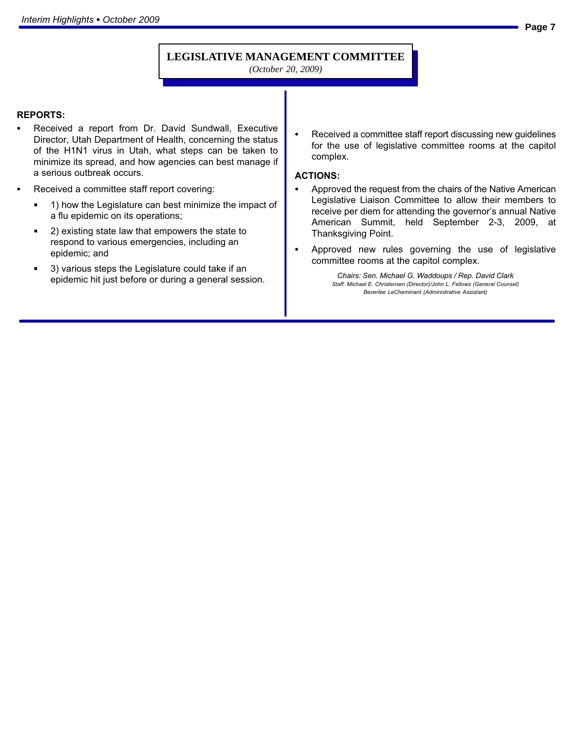## LEGISLATIVE MANAGEMENT COMMITTEE

*(October 20, 2009)*

**REPORTS:**

- Received a report from Dr. David Sundwall, Executive Director, Utah Department of Health, concerning the status of the H1N1 virus in Utah, what steps can be taken to minimize its spread, and how agencies can best manage if a serious outbreak occurs.
- Received a committee staff report covering:
  - 1) how the Legislature can best minimize the impact of a flu epidemic on its operations;
  - 2) existing state law that empowers the state to respond to various emergencies, including an epidemic; and
  - 3) various steps the Legislature could take if an epidemic hit just before or during a general session.
- Received a committee staff report discussing new guidelines for the use of legislative committee rooms at the capitol complex.

**ACTIONS:**

- Approved the request from the chairs of the Native American Legislative Liaison Committee to allow their members to receive per diem for attending the governor's annual Native American Summit, held September 2-3, 2009, at Thanksgiving Point.
- Approved new rules governing the use of legislative committee rooms at the capitol complex.

*Chairs: Sen. Michael G. Waddoups / Rep. David Clark*
*Staff: Michael E. Christensen (Director)/John L. Fellows (General Counsel)*
*Beverlee LeCheminant (Administrative Assistant)*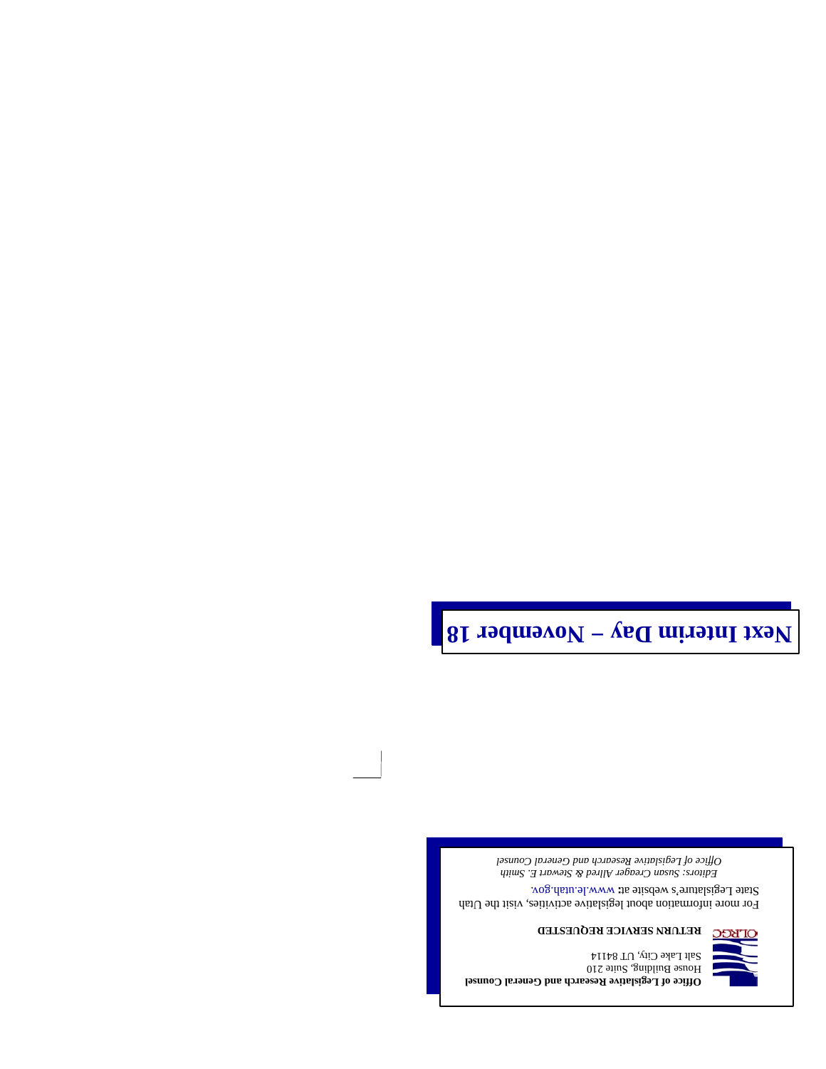# Next Interim Day – November 18

**Office of Legislative Research and General Counsel**
House Building, Suite 210
Salt Lake City, UT 84114

**RETURN SERVICE REQUESTED**

For more information about legislative activities, visit the Utah State Legislature's website at: www.le.utah.gov.

*Editors: Susan Creager Allred & Stewart E. Smith*
*Office of Legislative Research and General Counsel*